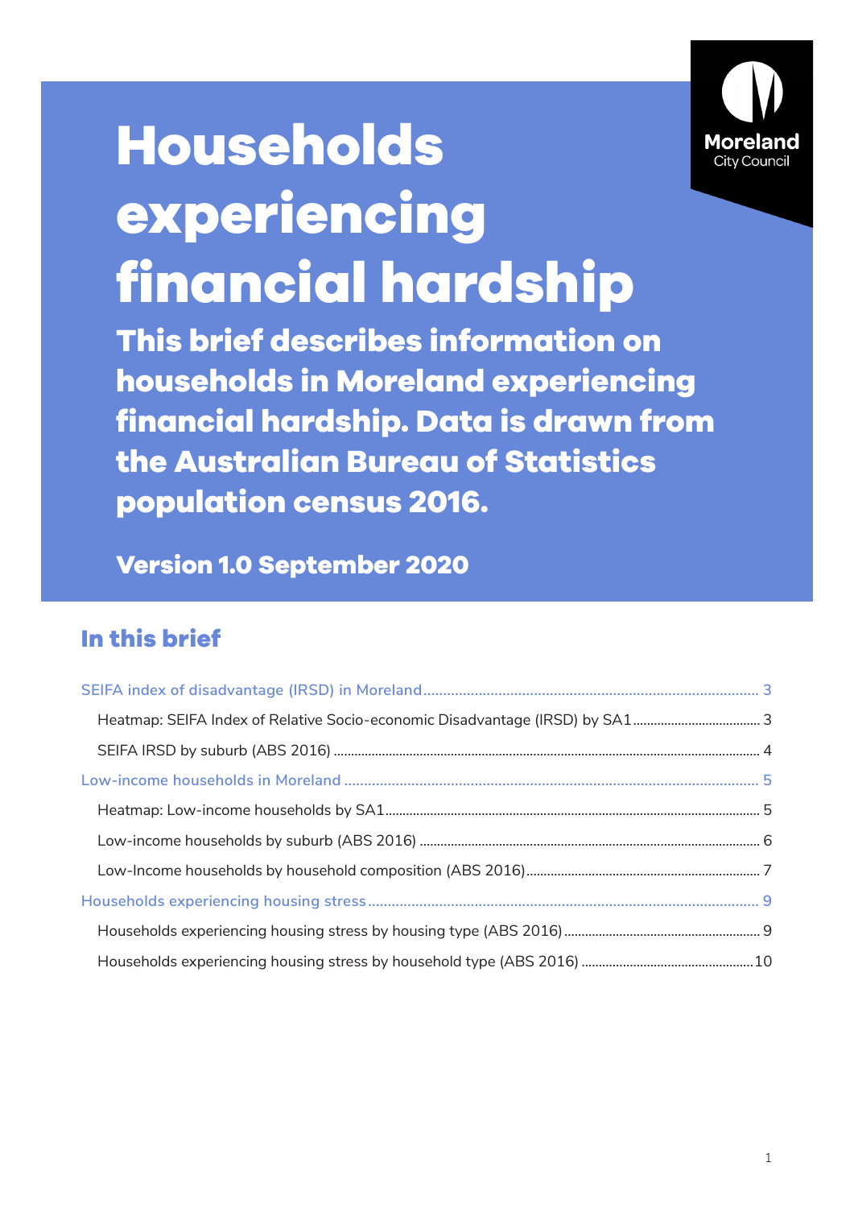# Households experiencing financial hardship

**This brief describes information on households in Moreland experiencing financial hardship. Data is drawn from the Australian Bureau of Statistics population census 2016.**

**Version 1.0 September 2020**

Moreland City Council

## In this brief

- SEIFA index of disadvantage (IRSD) in Moreland ........ 3
  - Heatmap: SEIFA Index of Relative Socio-economic Disadvantage (IRSD) by SA1 ........ 3
  - SEIFA IRSD by suburb (ABS 2016) ........ 4
- Low-income households in Moreland ........ 5
  - Heatmap: Low-income households by SA1 ........ 5
  - Low-income households by suburb (ABS 2016) ........ 6
  - Low-Income households by household composition (ABS 2016) ........ 7
- Households experiencing housing stress ........ 9
  - Households experiencing housing stress by housing type (ABS 2016) ........ 9
  - Households experiencing housing stress by household type (ABS 2016) ........ 10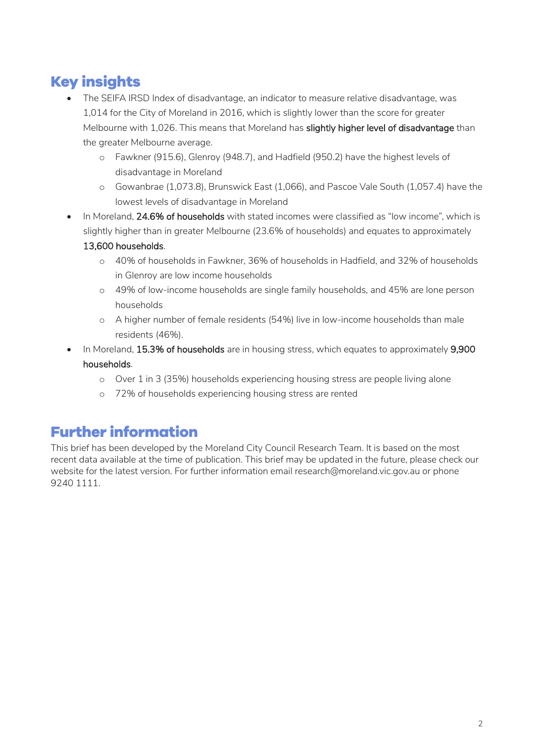## Key insights

- The SEIFA IRSD Index of disadvantage, an indicator to measure relative disadvantage, was 1,014 for the City of Moreland in 2016, which is slightly lower than the score for greater Melbourne with 1,026. This means that Moreland has **slightly higher level of disadvantage** than the greater Melbourne average.
    - Fawkner (915.6), Glenroy (948.7), and Hadfield (950.2) have the highest levels of disadvantage in Moreland
    - Gowanbrae (1,073.8), Brunswick East (1,066), and Pascoe Vale South (1,057.4) have the lowest levels of disadvantage in Moreland
- In Moreland, **24.6% of households** with stated incomes were classified as "low income", which is slightly higher than in greater Melbourne (23.6% of households) and equates to approximately **13,600 households**.
    - 40% of households in Fawkner, 36% of households in Hadfield, and 32% of households in Glenroy are low income households
    - 49% of low-income households are single family households, and 45% are lone person households
    - A higher number of female residents (54%) live in low-income households than male residents (46%).
- In Moreland, **15.3% of households** are in housing stress, which equates to approximately **9,900 households**.
    - Over 1 in 3 (35%) households experiencing housing stress are people living alone
    - 72% of households experiencing housing stress are rented

## Further information

This brief has been developed by the Moreland City Council Research Team. It is based on the most recent data available at the time of publication. This brief may be updated in the future, please check our website for the latest version. For further information email research@moreland.vic.gov.au or phone 9240 1111.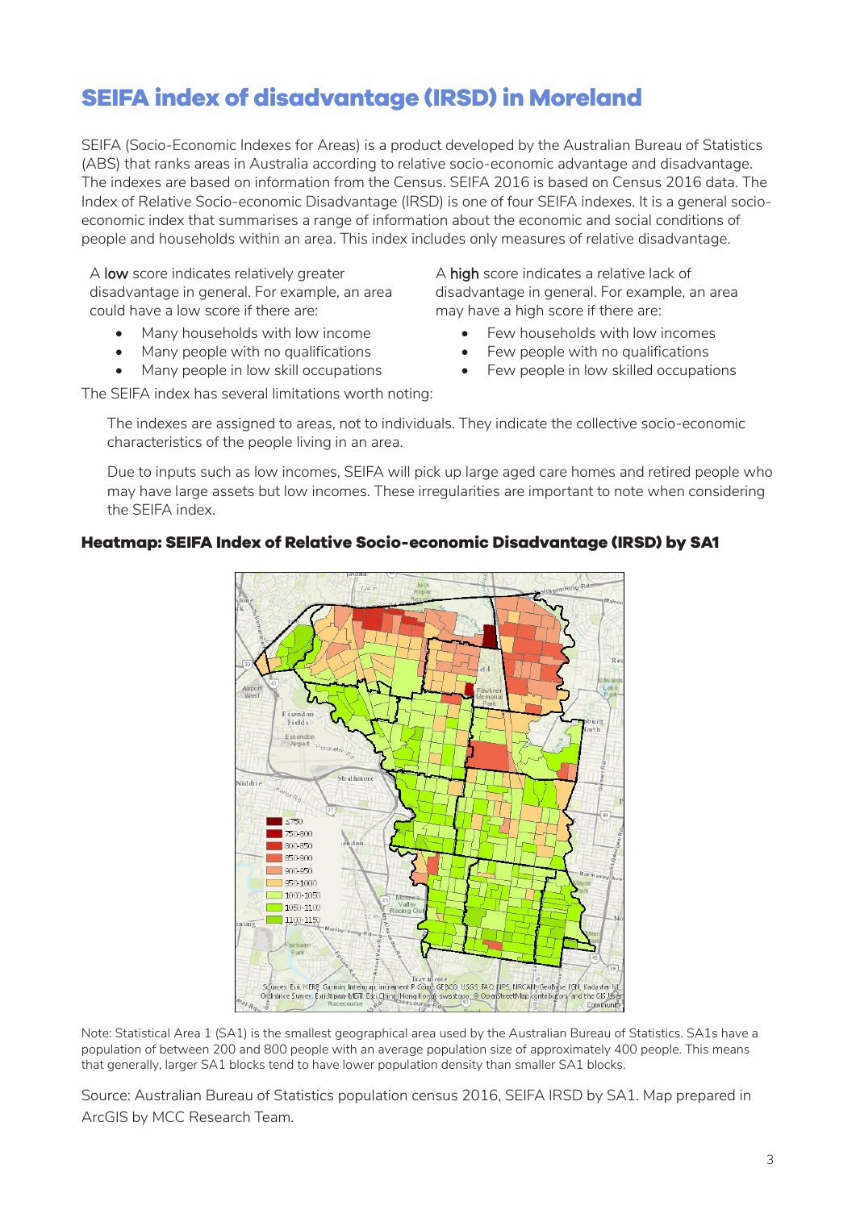# SEIFA index of disadvantage (IRSD) in Moreland

SEIFA (Socio-Economic Indexes for Areas) is a product developed by the Australian Bureau of Statistics (ABS) that ranks areas in Australia according to relative socio-economic advantage and disadvantage. The indexes are based on information from the Census. SEIFA 2016 is based on Census 2016 data. The Index of Relative Socio-economic Disadvantage (IRSD) is one of four SEIFA indexes. It is a general socio-economic index that summarises a range of information about the economic and social conditions of people and households within an area. This index includes only measures of relative disadvantage.

A **low** score indicates relatively greater disadvantage in general. For example, an area could have a low score if there are:

- Many households with low income
- Many people with no qualifications
- Many people in low skill occupations

A **high** score indicates a relative lack of disadvantage in general. For example, an area may have a high score if there are:

- Few households with low incomes
- Few people with no qualifications
- Few people in low skilled occupations

The SEIFA index has several limitations worth noting:

The indexes are assigned to areas, not to individuals. They indicate the collective socio-economic characteristics of the people living in an area.

Due to inputs such as low incomes, SEIFA will pick up large aged care homes and retired people who may have large assets but low incomes. These irregularities are important to note when considering the SEIFA index.

### Heatmap: SEIFA Index of Relative Socio-economic Disadvantage (IRSD) by SA1

Note: Statistical Area 1 (SA1) is the smallest geographical area used by the Australian Bureau of Statistics. SA1s have a population of between 200 and 800 people with an average population size of approximately 400 people. This means that generally, larger SA1 blocks tend to have lower population density than smaller SA1 blocks.

Source: Australian Bureau of Statistics population census 2016, SEIFA IRSD by SA1. Map prepared in ArcGIS by MCC Research Team.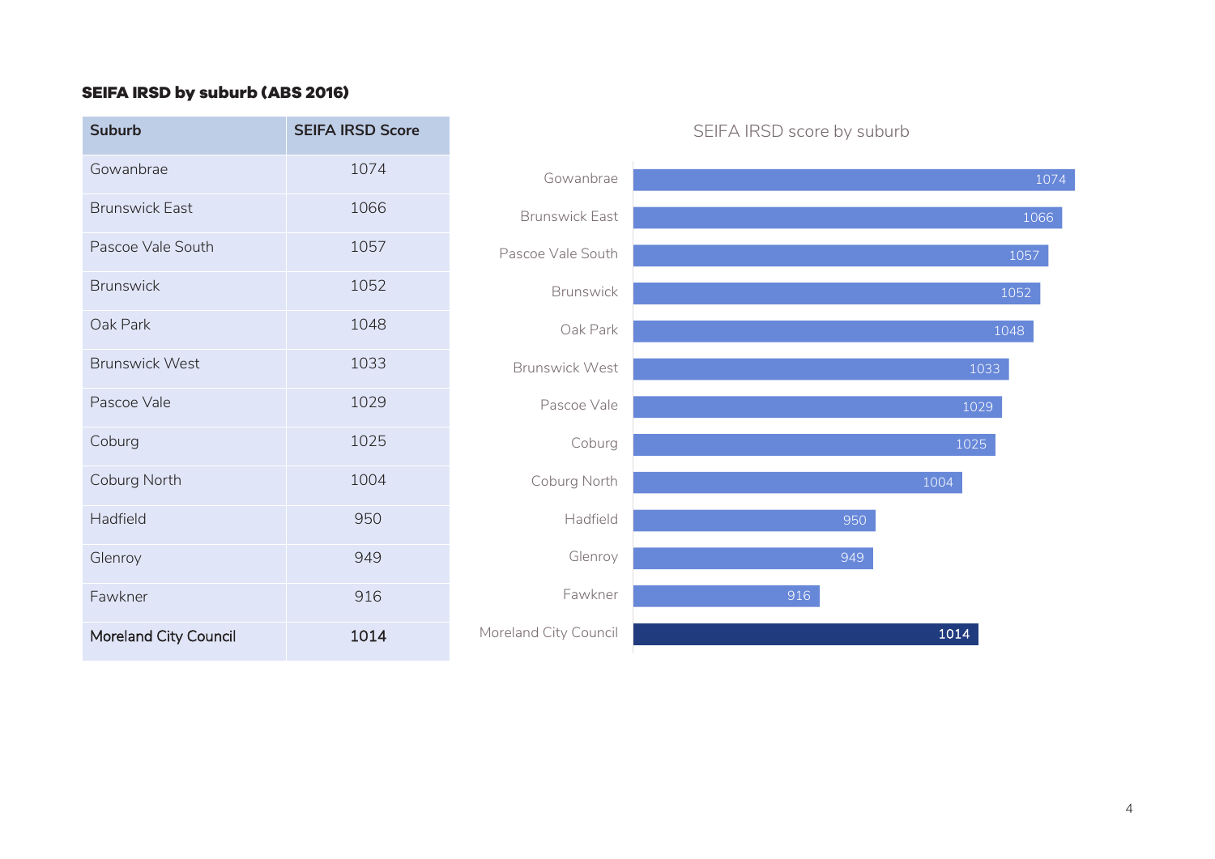### SEIFA IRSD by suburb (ABS 2016)

| Suburb | SEIFA IRSD Score |
|---|---|
| Gowanbrae | 1074 |
| Brunswick East | 1066 |
| Pascoe Vale South | 1057 |
| Brunswick | 1052 |
| Oak Park | 1048 |
| Brunswick West | 1033 |
| Pascoe Vale | 1029 |
| Coburg | 1025 |
| Coburg North | 1004 |
| Hadfield | 950 |
| Glenroy | 949 |
| Fawkner | 916 |
| Moreland City Council | 1014 |

SEIFA IRSD score by suburb

| Suburb | Score |
|---|---|
| Gowanbrae | 1074 |
| Brunswick East | 1066 |
| Pascoe Vale South | 1057 |
| Brunswick | 1052 |
| Oak Park | 1048 |
| Brunswick West | 1033 |
| Pascoe Vale | 1029 |
| Coburg | 1025 |
| Coburg North | 1004 |
| Hadfield | 950 |
| Glenroy | 949 |
| Fawkner | 916 |
| Moreland City Council | 1014 |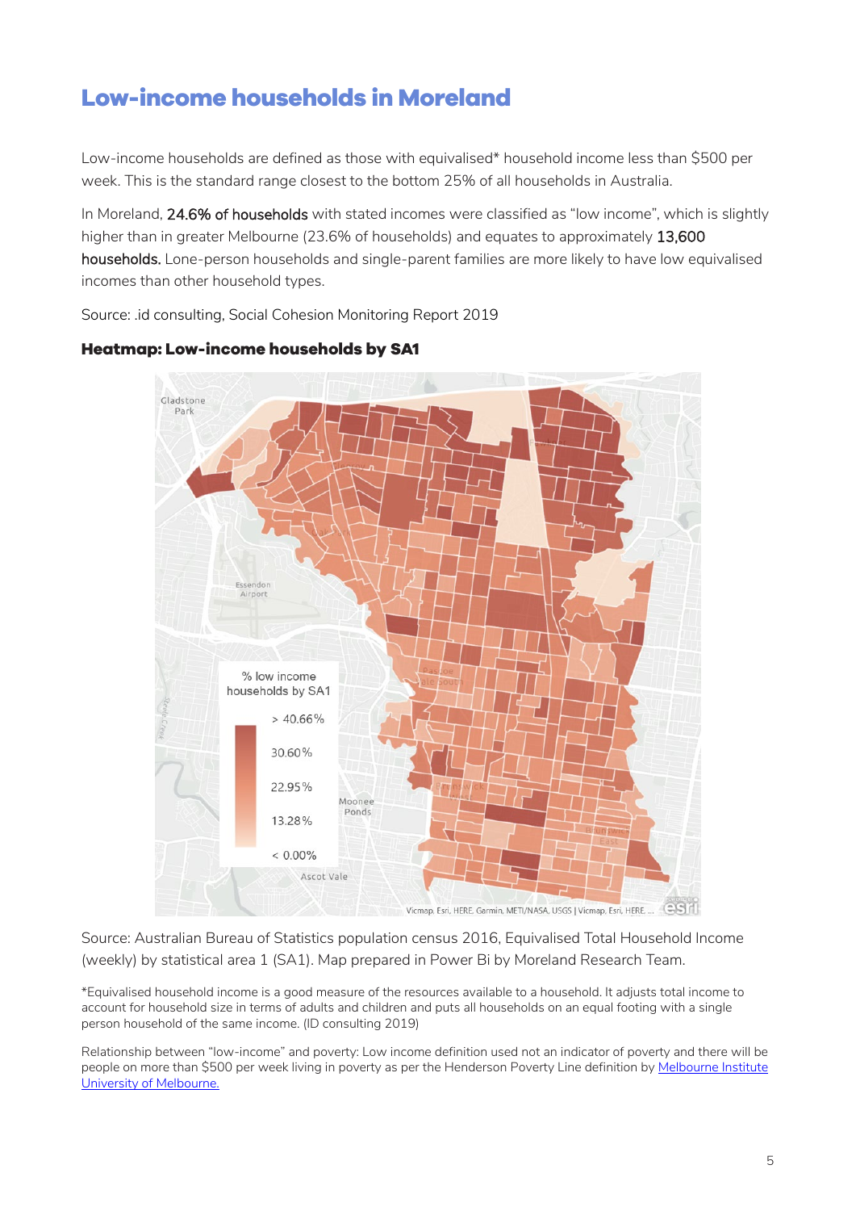# Low-income households in Moreland

Low-income households are defined as those with equivalised* household income less than $500 per week. This is the standard range closest to the bottom 25% of all households in Australia.

In Moreland, **24.6% of households** with stated incomes were classified as "low income", which is slightly higher than in greater Melbourne (23.6% of households) and equates to approximately **13,600 households.** Lone-person households and single-parent families are more likely to have low equivalised incomes than other household types.

Source: .id consulting, Social Cohesion Monitoring Report 2019

### Heatmap: Low-income households by SA1

Source: Australian Bureau of Statistics population census 2016, Equivalised Total Household Income (weekly) by statistical area 1 (SA1). Map prepared in Power Bi by Moreland Research Team.

*Equivalised household income is a good measure of the resources available to a household. It adjusts total income to account for household size in terms of adults and children and puts all households on an equal footing with a single person household of the same income. (ID consulting 2019)

Relationship between "low-income" and poverty: Low income definition used not an indicator of poverty and there will be people on more than $500 per week living in poverty as per the Henderson Poverty Line definition by [Melbourne Institute University of Melbourne.]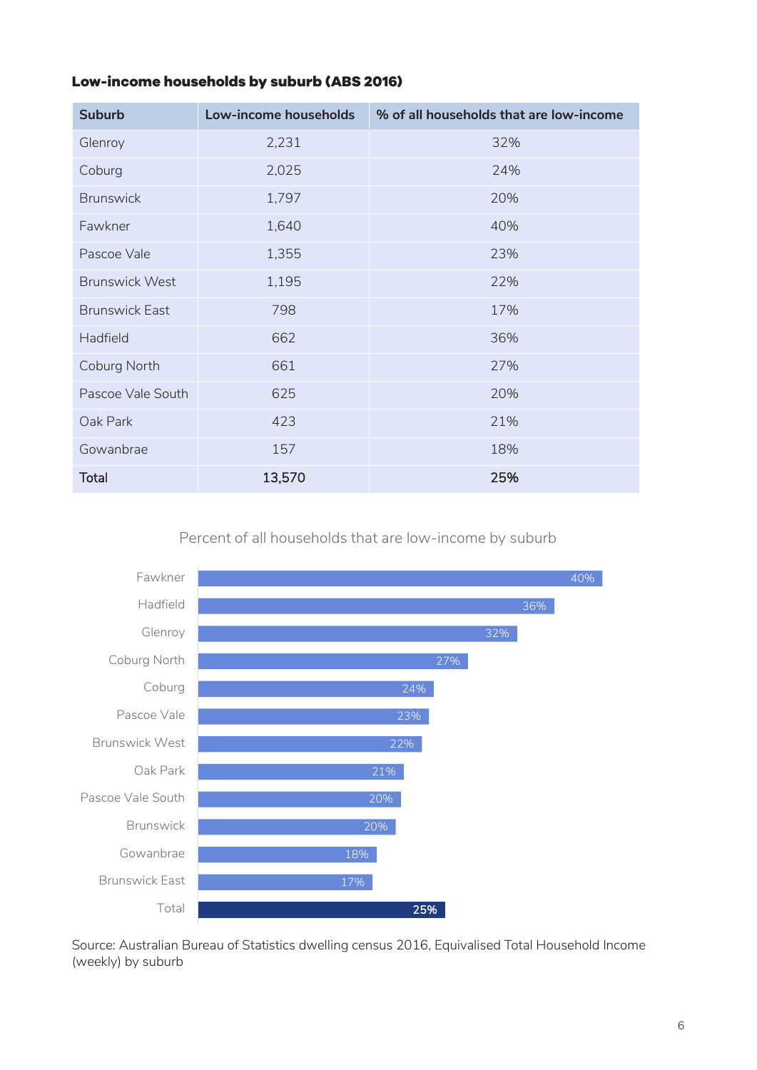**Low-income households by suburb (ABS 2016)**

| Suburb | Low-income households | % of all households that are low-income |
|---|---|---|
| Glenroy | 2,231 | 32% |
| Coburg | 2,025 | 24% |
| Brunswick | 1,797 | 20% |
| Fawkner | 1,640 | 40% |
| Pascoe Vale | 1,355 | 23% |
| Brunswick West | 1,195 | 22% |
| Brunswick East | 798 | 17% |
| Hadfield | 662 | 36% |
| Coburg North | 661 | 27% |
| Pascoe Vale South | 625 | 20% |
| Oak Park | 423 | 21% |
| Gowanbrae | 157 | 18% |
| **Total** | **13,570** | **25%** |

Percent of all households that are low-income by suburb

| Suburb | % |
|---|---|
| Fawkner | 40% |
| Hadfield | 36% |
| Glenroy | 32% |
| Coburg North | 27% |
| Coburg | 24% |
| Pascoe Vale | 23% |
| Brunswick West | 22% |
| Oak Park | 21% |
| Pascoe Vale South | 20% |
| Brunswick | 20% |
| Gowanbrae | 18% |
| Brunswick East | 17% |
| Total | 25% |

Source: Australian Bureau of Statistics dwelling census 2016, Equivalised Total Household Income (weekly) by suburb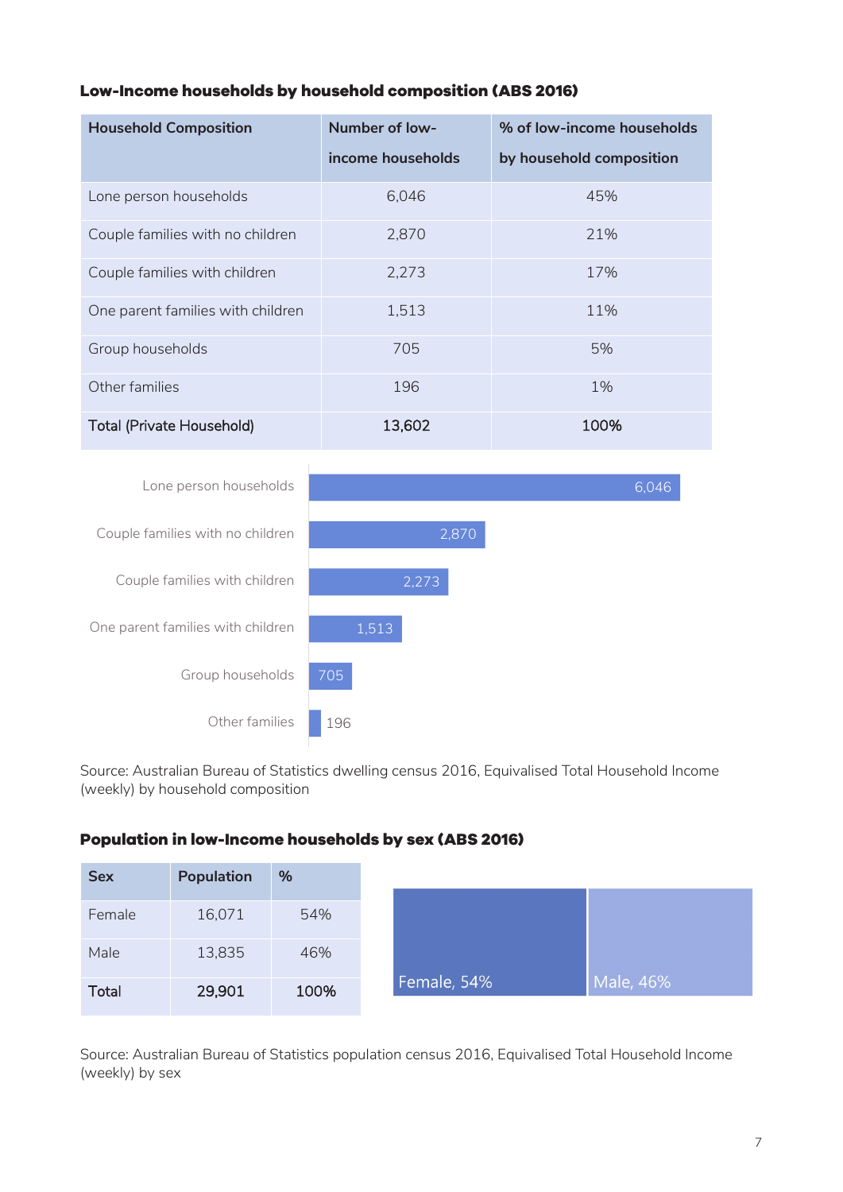### Low-Income households by household composition (ABS 2016)

| Household Composition | Number of low-income households | % of low-income households by household composition |
|---|---|---|
| Lone person households | 6,046 | 45% |
| Couple families with no children | 2,870 | 21% |
| Couple families with children | 2,273 | 17% |
| One parent families with children | 1,513 | 11% |
| Group households | 705 | 5% |
| Other families | 196 | 1% |
| **Total (Private Household)** | **13,602** | **100%** |

Source: Australian Bureau of Statistics dwelling census 2016, Equivalised Total Household Income (weekly) by household composition

### Population in low-Income households by sex (ABS 2016)

| Sex | Population | % |
|---|---|---|
| Female | 16,071 | 54% |
| Male | 13,835 | 46% |
| **Total** | **29,901** | **100%** |

Source: Australian Bureau of Statistics population census 2016, Equivalised Total Household Income (weekly) by sex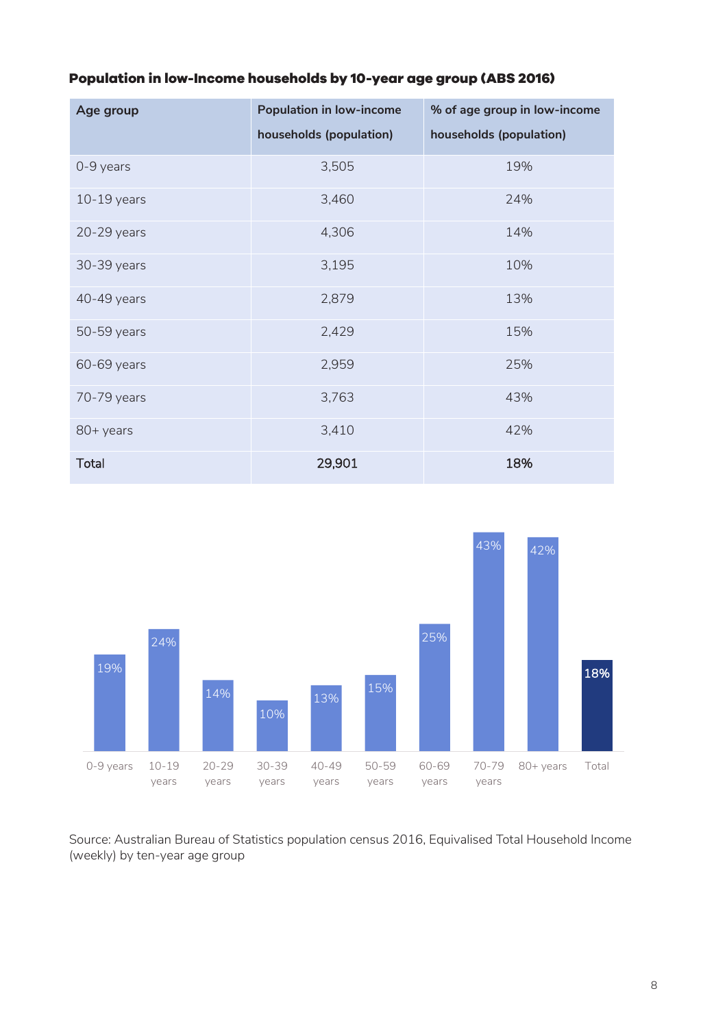**Population in low-Income households by 10-year age group (ABS 2016)**

| Age group | Population in low-income households (population) | % of age group in low-income households (population) |
|---|---|---|
| 0-9 years | 3,505 | 19% |
| 10-19 years | 3,460 | 24% |
| 20-29 years | 4,306 | 14% |
| 30-39 years | 3,195 | 10% |
| 40-49 years | 2,879 | 13% |
| 50-59 years | 2,429 | 15% |
| 60-69 years | 2,959 | 25% |
| 70-79 years | 3,763 | 43% |
| 80+ years | 3,410 | 42% |
| **Total** | **29,901** | **18%** |

Source: Australian Bureau of Statistics population census 2016, Equivalised Total Household Income (weekly) by ten-year age group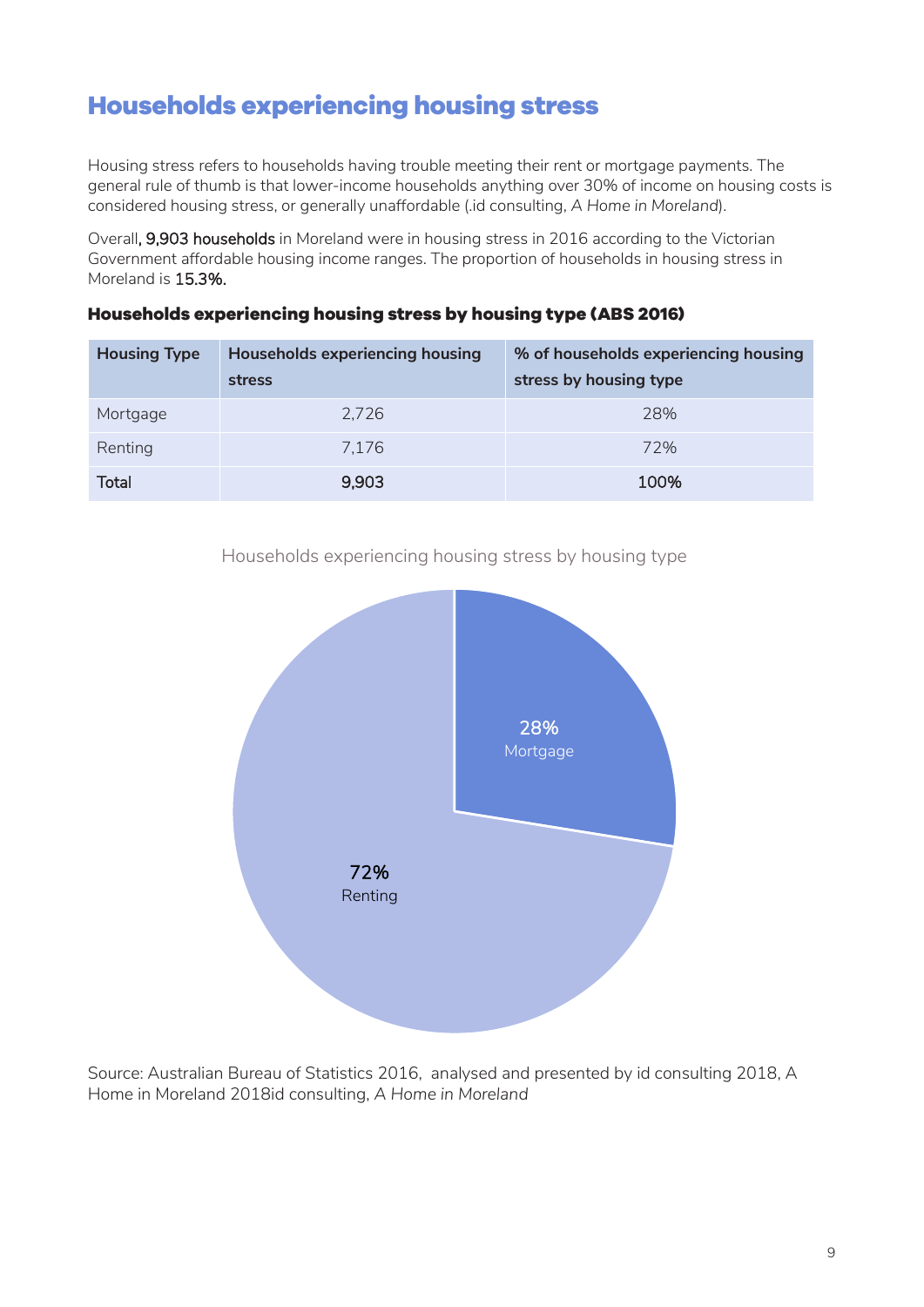# Households experiencing housing stress

Housing stress refers to households having trouble meeting their rent or mortgage payments. The general rule of thumb is that lower-income households anything over 30% of income on housing costs is considered housing stress, or generally unaffordable (.id consulting, *A Home in Moreland*).

Overall, **9,903 households** in Moreland were in housing stress in 2016 according to the Victorian Government affordable housing income ranges. The proportion of households in housing stress in Moreland is **15.3%.**

### Households experiencing housing stress by housing type (ABS 2016)

| Housing Type | Households experiencing housing stress | % of households experiencing housing stress by housing type |
|---|---|---|
| Mortgage | 2,726 | 28% |
| Renting | 7,176 | 72% |
| **Total** | **9,903** | **100%** |

Households experiencing housing stress by housing type

28% Mortgage

72% Renting

Source: Australian Bureau of Statistics 2016, analysed and presented by id consulting 2018, A Home in Moreland 2018id consulting, *A Home in Moreland*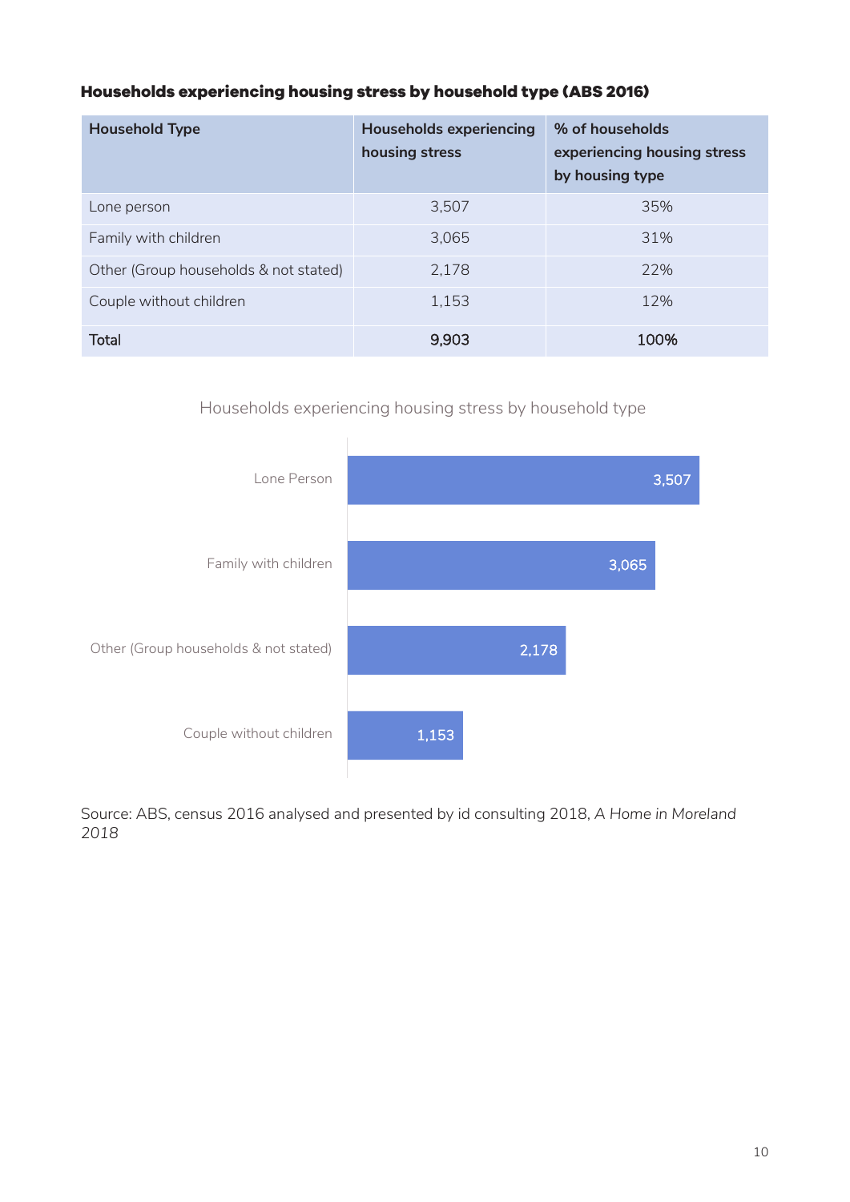**Households experiencing housing stress by household type (ABS 2016)**

| Household Type | Households experiencing housing stress | % of households experiencing housing stress by housing type |
|---|---|---|
| Lone person | 3,507 | 35% |
| Family with children | 3,065 | 31% |
| Other (Group households & not stated) | 2,178 | 22% |
| Couple without children | 1,153 | 12% |
| Total | 9,903 | 100% |

Households experiencing housing stress by household type

Lone Person 3,507

Family with children 3,065

Other (Group households & not stated) 2,178

Couple without children 1,153

Source: ABS, census 2016 analysed and presented by id consulting 2018, *A Home in Moreland 2018*